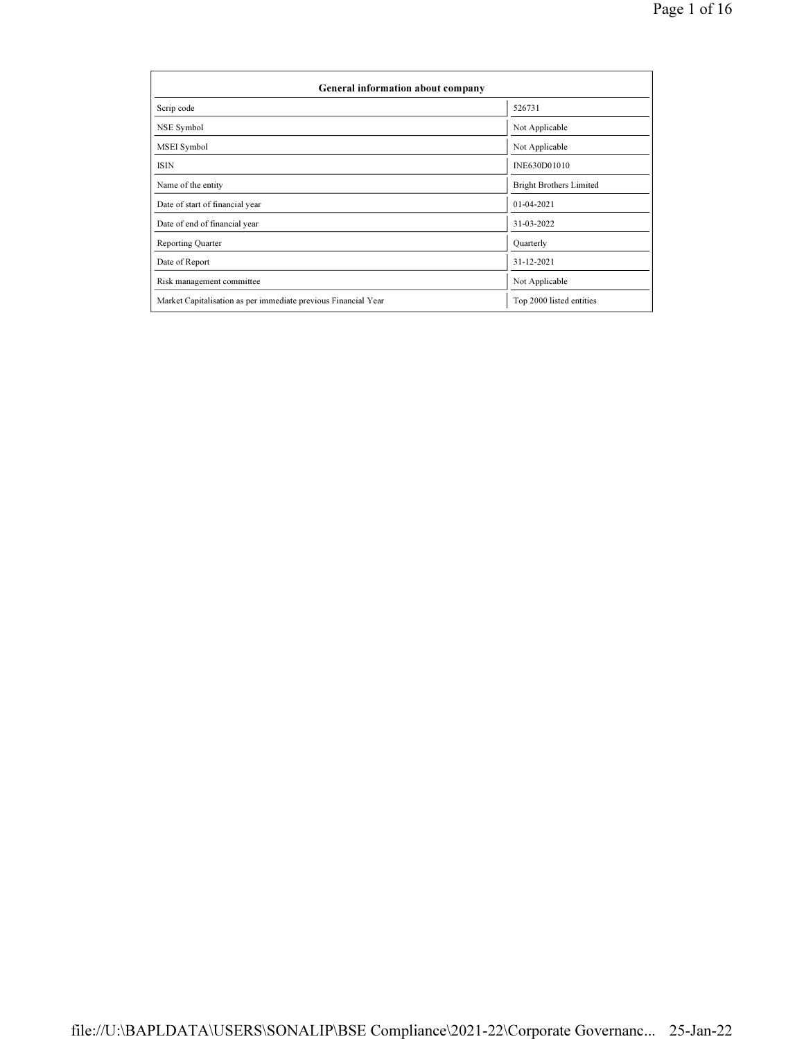| General information about company | |
|---|---|
| Scrip code | 526731 |
| NSE Symbol | Not Applicable |
| MSEI Symbol | Not Applicable |
| ISIN | INE630D01010 |
| Name of the entity | Bright Brothers Limited |
| Date of start of financial year | 01-04-2021 |
| Date of end of financial year | 31-03-2022 |
| Reporting Quarter | Quarterly |
| Date of Report | 31-12-2021 |
| Risk management committee | Not Applicable |
| Market Capitalisation as per immediate previous Financial Year | Top 2000 listed entities |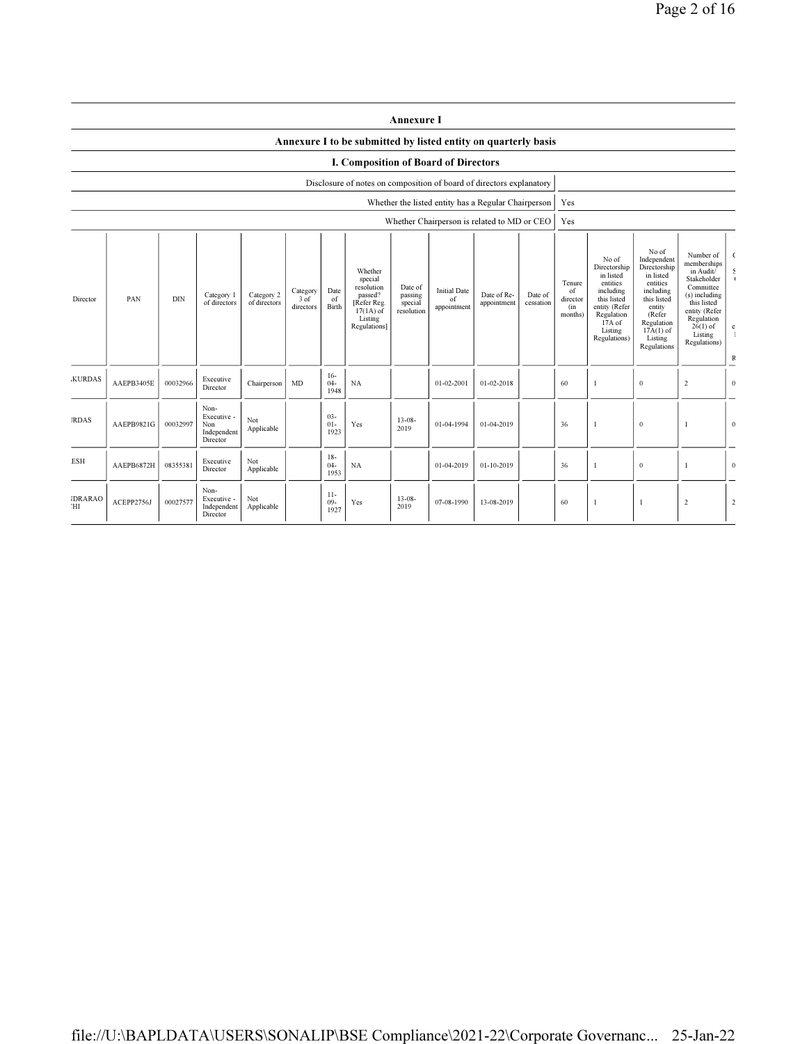## Annexure I

### Annexure I to be submitted by listed entity on quarterly basis

### I. Composition of Board of Directors

| Disclosure of notes on composition of board of directors explanatory | |
|---|---|
| Whether the listed entity has a Regular Chairperson | Yes |
| Whether Chairperson is related to MD or CEO | Yes |

| Director | PAN | DIN | Category 1 of directors | Category 2 of directors | Category 3 of directors | Date of Birth | Whether special resolution passed? [Refer Reg. 17(1A) of Listing Regulations] | Date of passing special resolution | Initial Date of appointment | Date of Re-appointment | Date of cessation | Tenure of director (in months) | No of Directorship in listed entities including this listed entity (Refer Regulation 17A of Listing Regulations) | No of Independent Directorship in listed entities including this listed entity (Refer Regulation 17A(1) of Listing Regulations | Number of memberships in Audit/ Stakeholder Committee (s) including this listed entity (Refer Regulation 26(1) of Listing Regulations) | ( S ( e l R |
|---|---|---|---|---|---|---|---|---|---|---|---|---|---|---|---|---|
| .KURDAS | AAEPB3405E | 00032966 | Executive Director | Chairperson | MD | 16-04-1948 | NA | | 01-02-2001 | 01-02-2018 | | 60 | 1 | 0 | 2 | 0 |
| :RDAS | AAEPB9821G | 00032997 | Non-Executive - Non Independent Director | Not Applicable | | 03-01-1923 | Yes | 13-08-2019 | 01-04-1994 | 01-04-2019 | | 36 | 1 | 0 | 1 | 0 |
| ESH | AAEPB6872H | 08355381 | Executive Director | Not Applicable | | 18-04-1953 | NA | | 01-04-2019 | 01-10-2019 | | 36 | 1 | 0 | 1 | 0 |
| IDRARAO :HI | ACEPP2756J | 00027577 | Non-Executive - Independent Director | Not Applicable | | 11-09-1927 | Yes | 13-08-2019 | 07-08-1990 | 13-08-2019 | | 60 | 1 | 1 | 2 | 2 |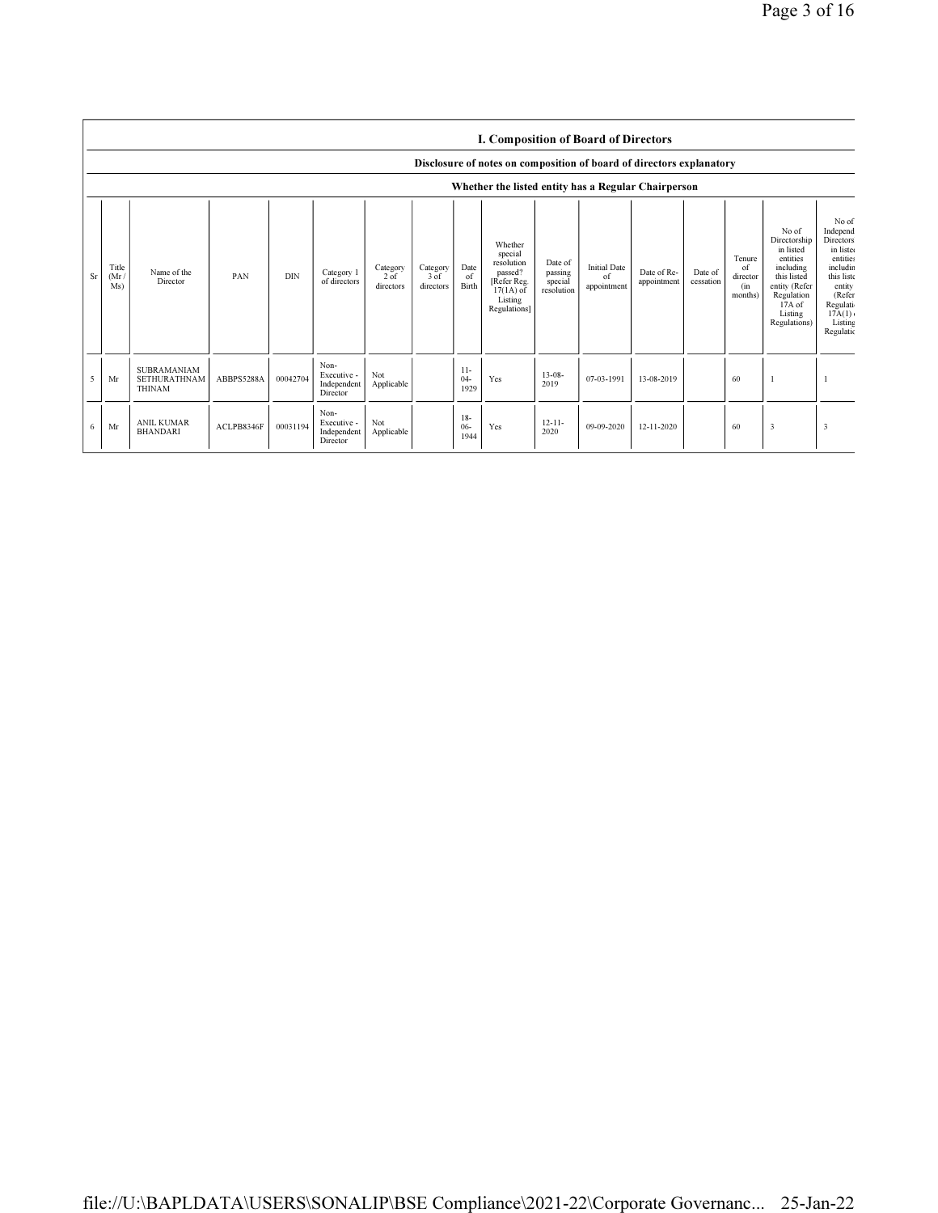## I. Composition of Board of Directors

### Disclosure of notes on composition of board of directors explanatory

### Whether the listed entity has a Regular Chairperson

| Sr | Title (Mr / Ms) | Name of the Director | PAN | DIN | Category 1 of directors | Category 2 of directors | Category 3 of directors | Date of Birth | Whether special resolution passed? [Refer Reg. 17(1A) of Listing Regulations] | Date of passing special resolution | Initial Date of appointment | Date of Re-appointment | Date of cessation | Tenure of director (in months) | No of Directorship in listed entities including this listed entity (Refer Regulation 17A of Listing Regulations) | No of Independent Directorship in listed entities including this listed entity (Refer Regulation 17A(1) of Listing Regulations |
|---|---|---|---|---|---|---|---|---|---|---|---|---|---|---|---|---|
| 5 | Mr | SUBRAMANIAM SETHURATHNAM THINAM | ABBPS5288A | 00042704 | Non-Executive - Independent Director | Not Applicable | | 11-04-1929 | Yes | 13-08-2019 | 07-03-1991 | 13-08-2019 | | 60 | 1 | 1 |
| 6 | Mr | ANIL KUMAR BHANDARI | ACLPB8346F | 00031194 | Non-Executive - Independent Director | Not Applicable | | 18-06-1944 | Yes | 12-11-2020 | 09-09-2020 | 12-11-2020 | | 60 | 3 | 3 |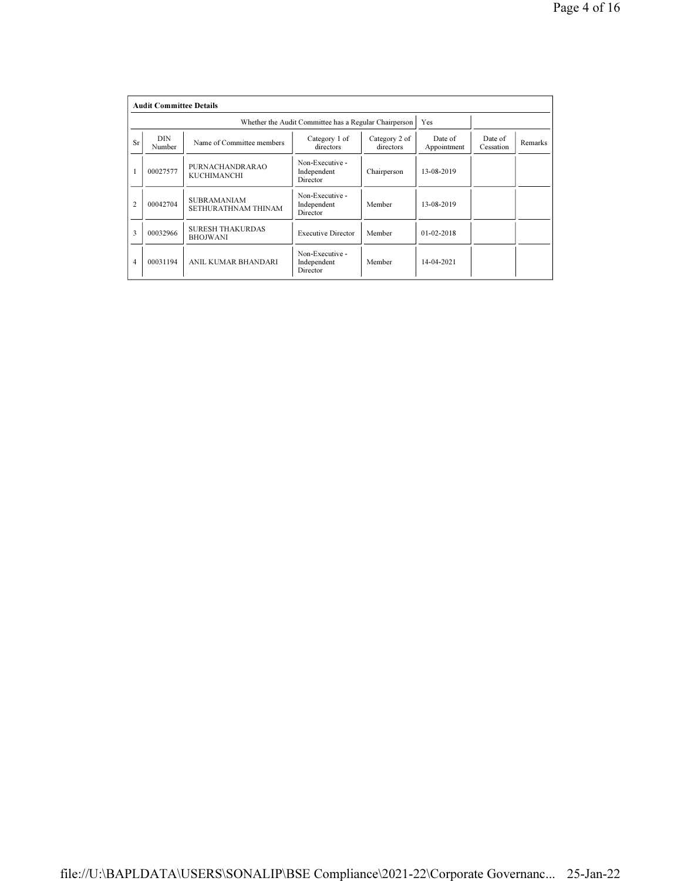**Audit Committee Details**

| Whether the Audit Committee has a Regular Chairperson | | | | | Yes | | |
|---|---|---|---|---|---|---|---|
| Sr | DIN Number | Name of Committee members | Category 1 of directors | Category 2 of directors | Date of Appointment | Date of Cessation | Remarks |
| 1 | 00027577 | PURNACHANDRARAO KUCHIMANCHI | Non-Executive - Independent Director | Chairperson | 13-08-2019 | | |
| 2 | 00042704 | SUBRAMANIAM SETHURATHNAM THINAM | Non-Executive - Independent Director | Member | 13-08-2019 | | |
| 3 | 00032966 | SURESH THAKURDAS BHOJWANI | Executive Director | Member | 01-02-2018 | | |
| 4 | 00031194 | ANIL KUMAR BHANDARI | Non-Executive - Independent Director | Member | 14-04-2021 | | |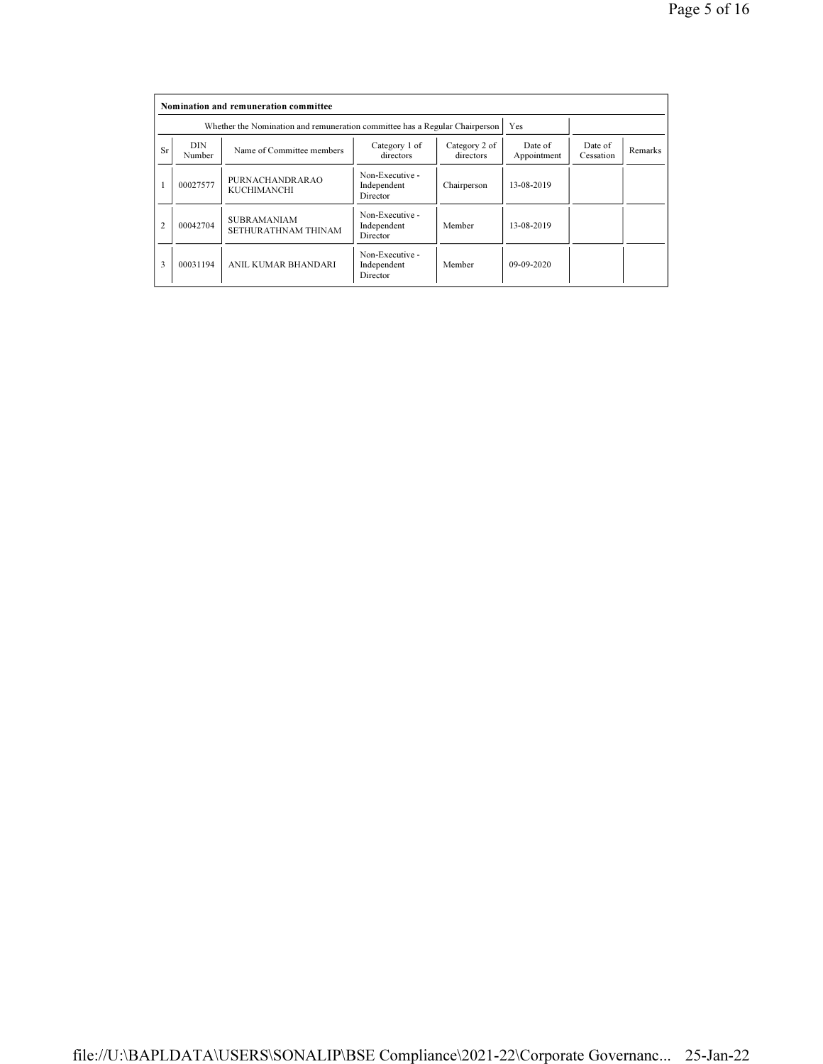**Nomination and remuneration committee**

| Whether the Nomination and remuneration committee has a Regular Chairperson | | | | | Yes | | |
|---|---|---|---|---|---|---|---|
| Sr | DIN Number | Name of Committee members | Category 1 of directors | Category 2 of directors | Date of Appointment | Date of Cessation | Remarks |
| 1 | 00027577 | PURNACHANDRARAO KUCHIMANCHI | Non-Executive - Independent Director | Chairperson | 13-08-2019 | | |
| 2 | 00042704 | SUBRAMANIAM SETHURATHNAM THINAM | Non-Executive - Independent Director | Member | 13-08-2019 | | |
| 3 | 00031194 | ANIL KUMAR BHANDARI | Non-Executive - Independent Director | Member | 09-09-2020 | | |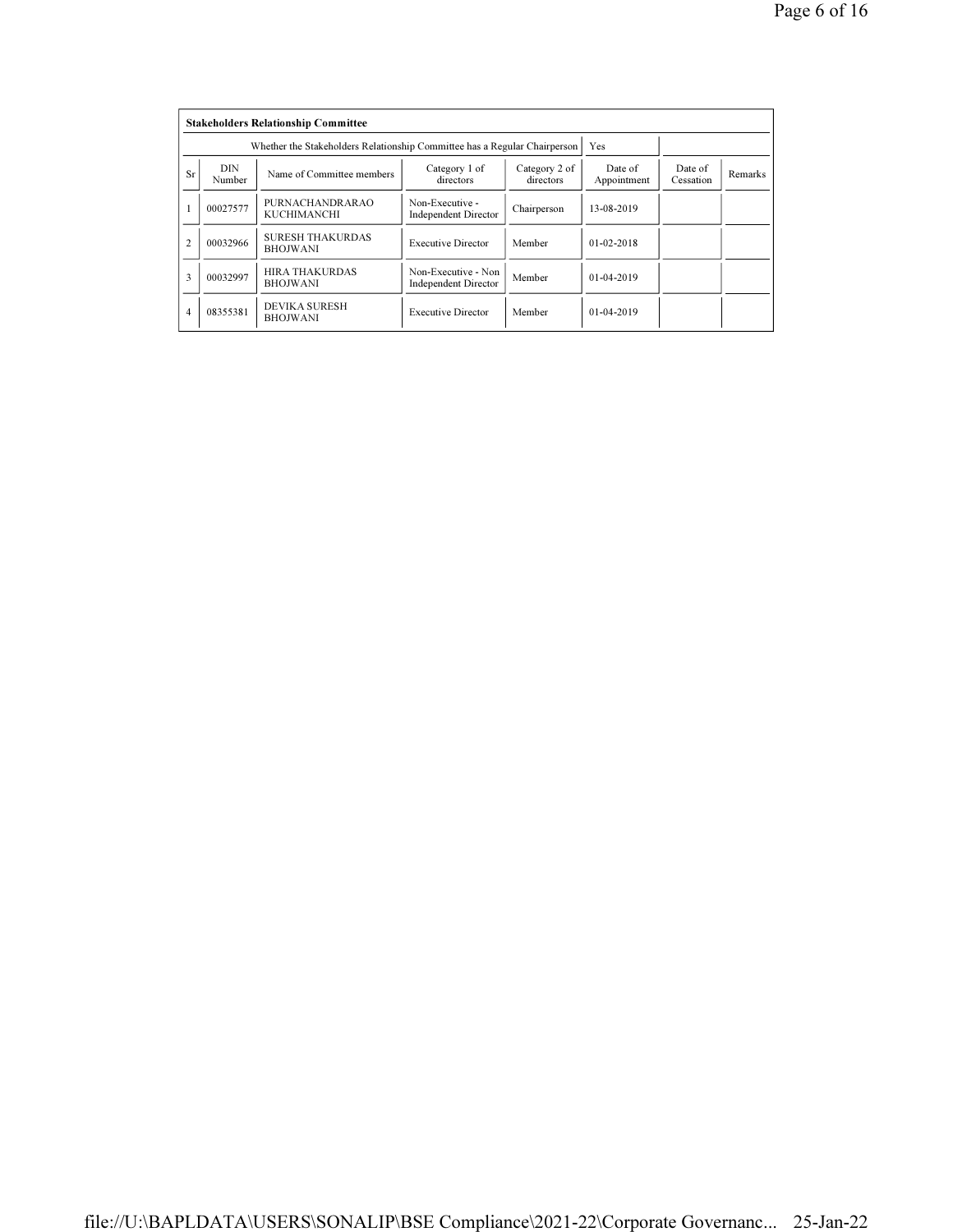**Stakeholders Relationship Committee**

| Whether the Stakeholders Relationship Committee has a Regular Chairperson | | | | | Yes | | |
|---|---|---|---|---|---|---|---|
| Sr | DIN Number | Name of Committee members | Category 1 of directors | Category 2 of directors | Date of Appointment | Date of Cessation | Remarks |
| 1 | 00027577 | PURNACHANDRARAO KUCHIMANCHI | Non-Executive - Independent Director | Chairperson | 13-08-2019 | | |
| 2 | 00032966 | SURESH THAKURDAS BHOJWANI | Executive Director | Member | 01-02-2018 | | |
| 3 | 00032997 | HIRA THAKURDAS BHOJWANI | Non-Executive - Non Independent Director | Member | 01-04-2019 | | |
| 4 | 08355381 | DEVIKA SURESH BHOJWANI | Executive Director | Member | 01-04-2019 | | |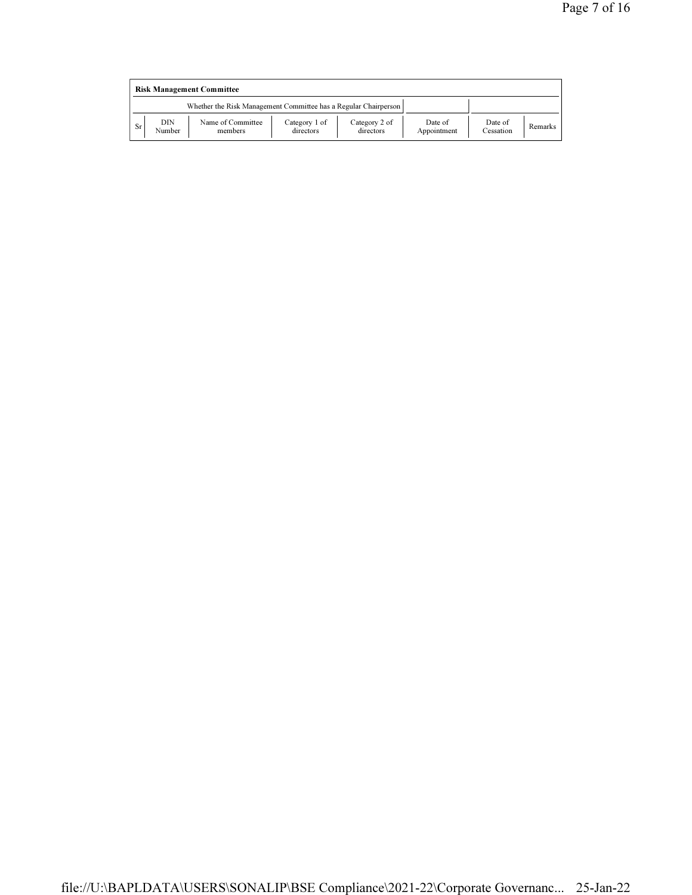**Risk Management Committee**

| Whether the Risk Management Committee has a Regular Chairperson | | | | | | | |
|---|---|---|---|---|---|---|---|
| Sr | DIN Number | Name of Committee members | Category 1 of directors | Category 2 of directors | Date of Appointment | Date of Cessation | Remarks |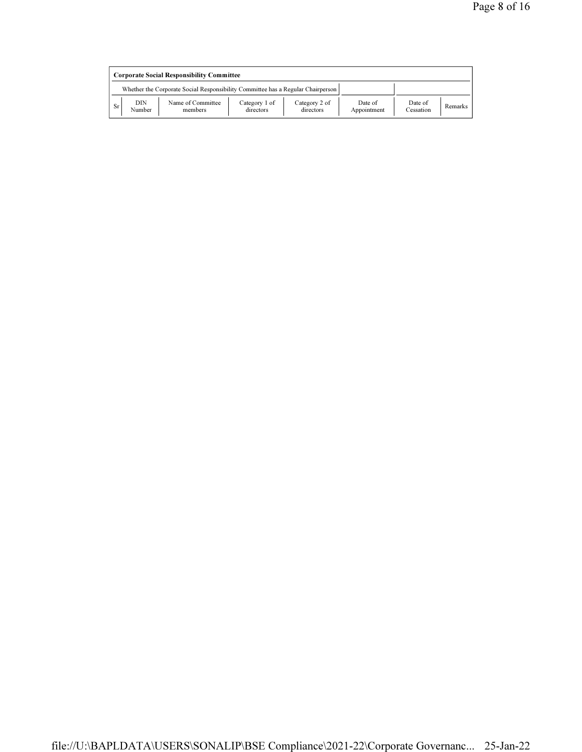**Corporate Social Responsibility Committee**

| Whether the Corporate Social Responsibility Committee has a Regular Chairperson | | | | | | | |
|---|---|---|---|---|---|---|---|
| Sr | DIN Number | Name of Committee members | Category 1 of directors | Category 2 of directors | Date of Appointment | Date of Cessation | Remarks |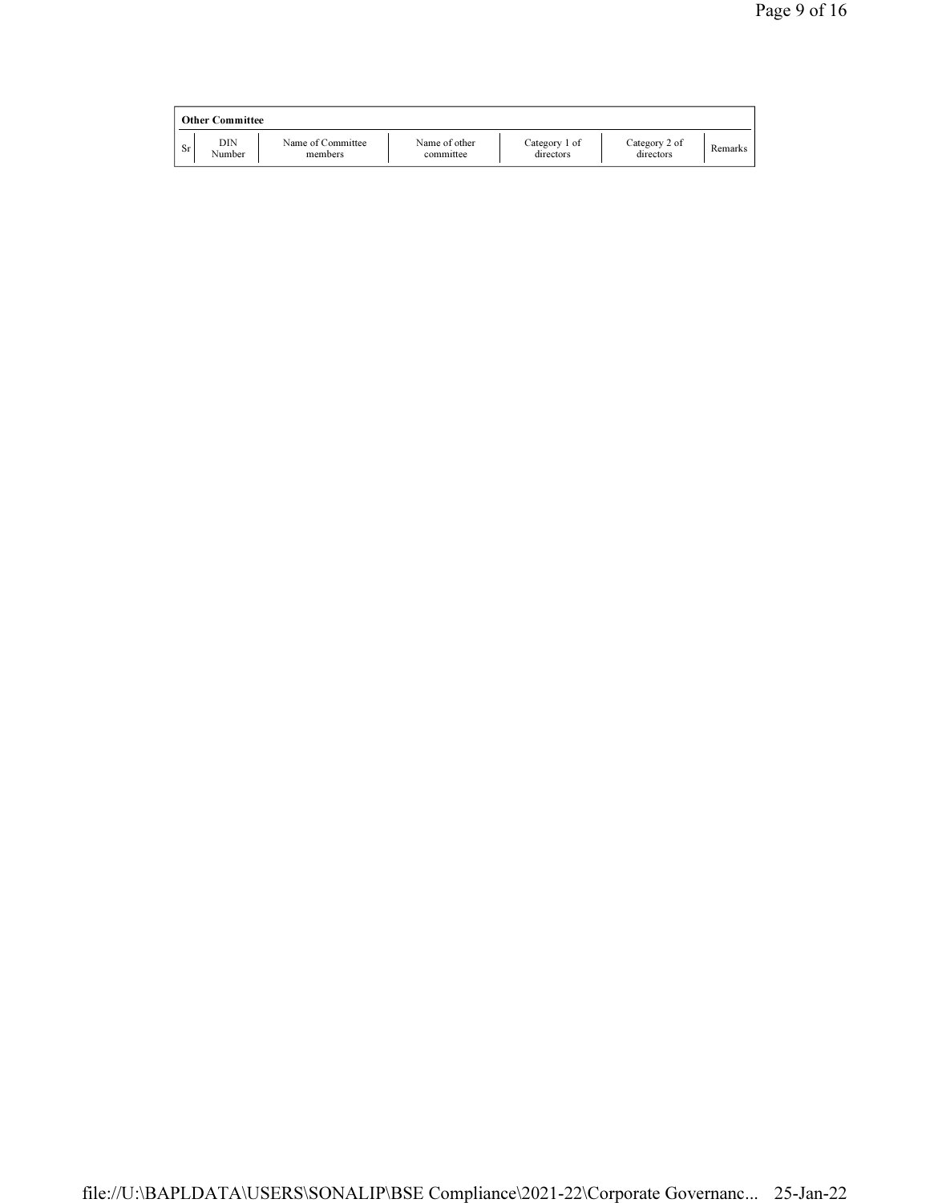**Other Committee**

| Sr | DIN Number | Name of Committee members | Name of other committee | Category 1 of directors | Category 2 of directors | Remarks |
|---|---|---|---|---|---|---|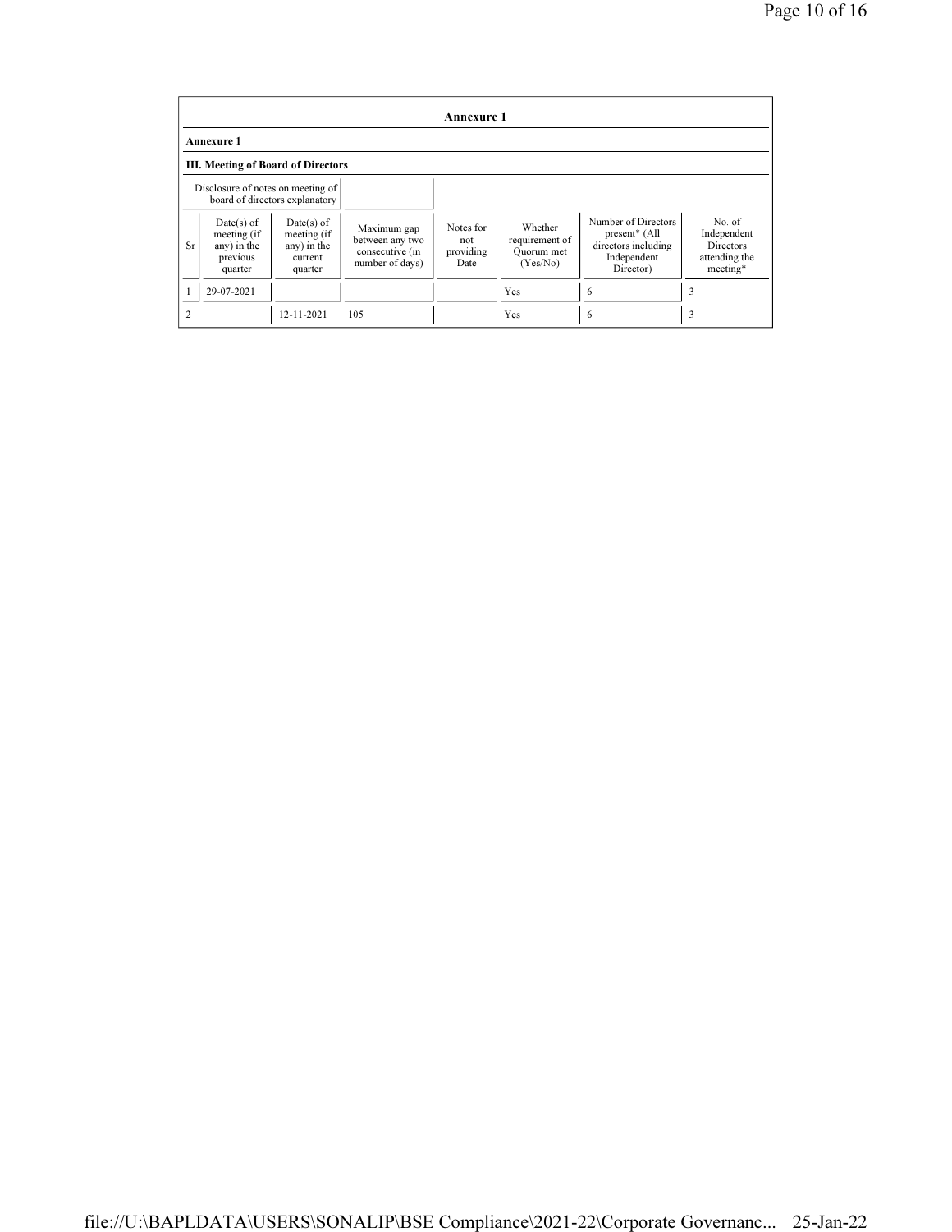## Annexure 1

### Annexure 1

### III. Meeting of Board of Directors

| Disclosure of notes on meeting of board of directors explanatory | | | | | | | |
|---|---|---|---|---|---|---|---|
| **Sr** | **Date(s) of meeting (if any) in the previous quarter** | **Date(s) of meeting (if any) in the current quarter** | **Maximum gap between any two consecutive (in number of days)** | **Notes for not providing Date** | **Whether requirement of Quorum met (Yes/No)** | **Number of Directors present* (All directors including Independent Director)** | **No. of Independent Directors attending the meeting*** |
| 1 | 29-07-2021 | | | | Yes | 6 | 3 |
| 2 | | 12-11-2021 | 105 | | Yes | 6 | 3 |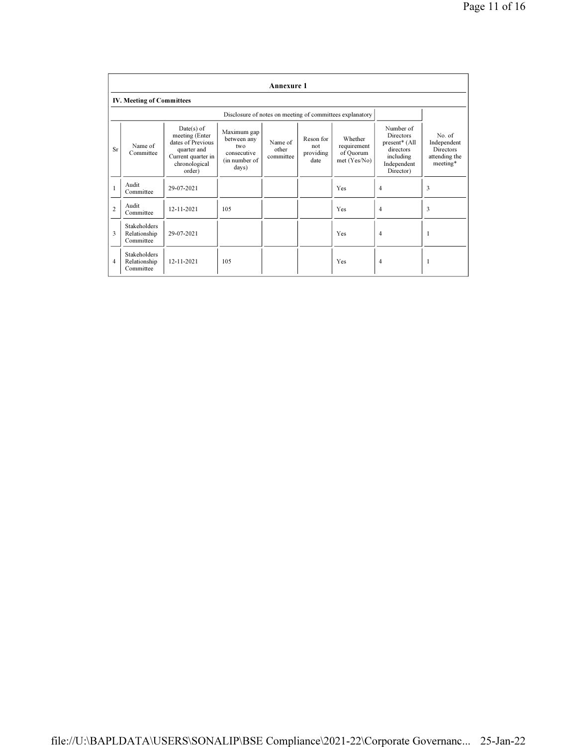## Annexure 1

### IV. Meeting of Committees

Disclosure of notes on meeting of committees explanatory

| Sr | Name of Committee | Date(s) of meeting (Enter dates of Previous quarter and Current quarter in chronological order) | Maximum gap between any two consecutive (in number of days) | Name of other committee | Reson for not providing date | Whether requirement of Quorum met (Yes/No) | Number of Directors present* (All directors including Independent Director) | No. of Independent Directors attending the meeting* |
|---|---|---|---|---|---|---|---|---|
| 1 | Audit Committee | 29-07-2021 | | | | Yes | 4 | 3 |
| 2 | Audit Committee | 12-11-2021 | 105 | | | Yes | 4 | 3 |
| 3 | Stakeholders Relationship Committee | 29-07-2021 | | | | Yes | 4 | 1 |
| 4 | Stakeholders Relationship Committee | 12-11-2021 | 105 | | | Yes | 4 | 1 |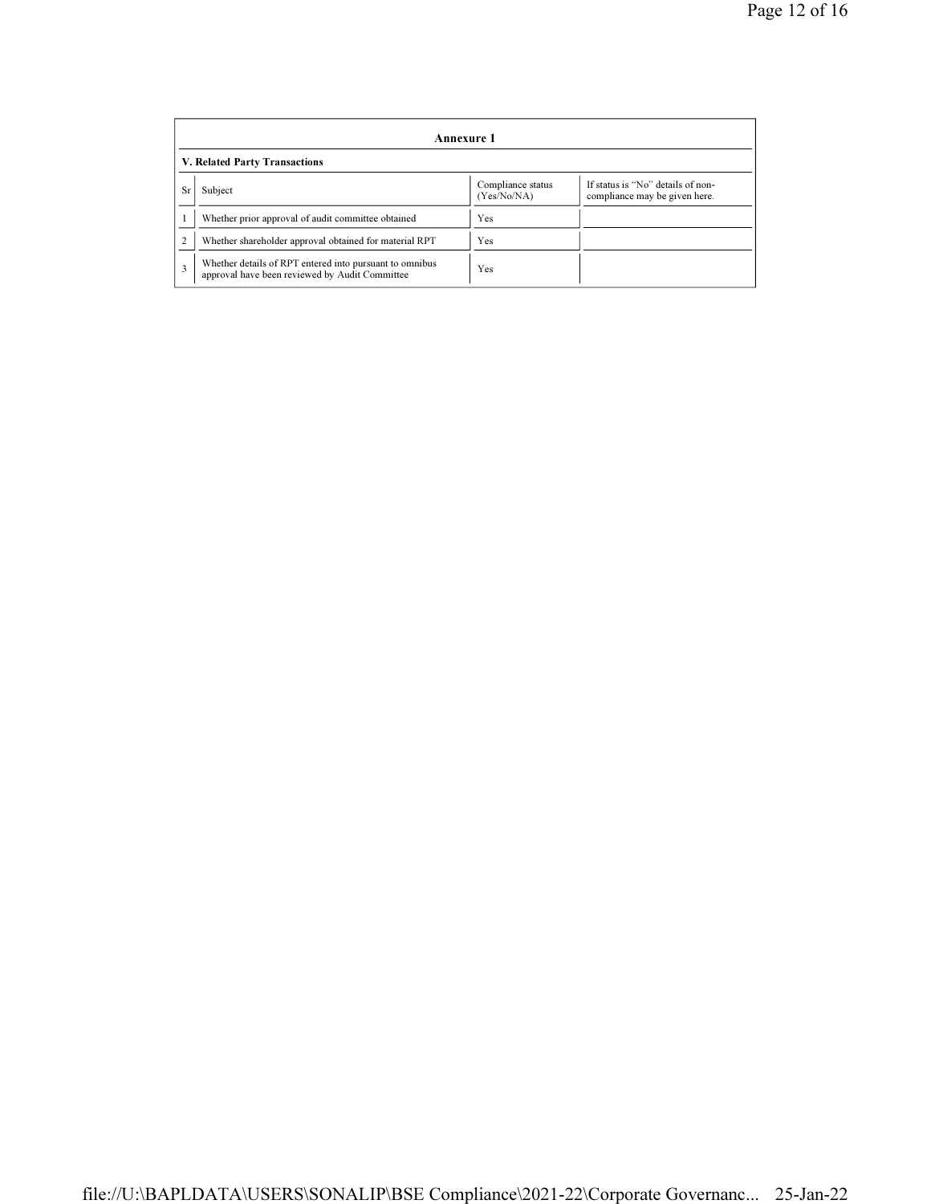## Annexure 1

### V. Related Party Transactions

| Sr | Subject | Compliance status (Yes/No/NA) | If status is "No" details of non-compliance may be given here. |
|---|---|---|---|
| 1 | Whether prior approval of audit committee obtained | Yes | |
| 2 | Whether shareholder approval obtained for material RPT | Yes | |
| 3 | Whether details of RPT entered into pursuant to omnibus approval have been reviewed by Audit Committee | Yes | |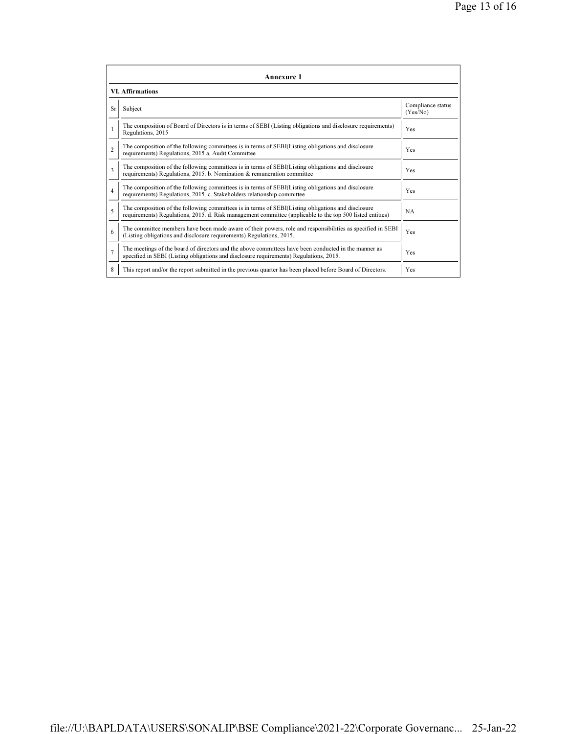## Annexure 1

### VI. Affirmations

| Sr | Subject | Compliance status (Yes/No) |
|---|---|---|
| 1 | The composition of Board of Directors is in terms of SEBI (Listing obligations and disclosure requirements) Regulations, 2015 | Yes |
| 2 | The composition of the following committees is in terms of SEBI(Listing obligations and disclosure requirements) Regulations, 2015 a. Audit Committee | Yes |
| 3 | The composition of the following committees is in terms of SEBI(Listing obligations and disclosure requirements) Regulations, 2015. b. Nomination & remuneration committee | Yes |
| 4 | The composition of the following committees is in terms of SEBI(Listing obligations and disclosure requirements) Regulations, 2015. c. Stakeholders relationship committee | Yes |
| 5 | The composition of the following committees is in terms of SEBI(Listing obligations and disclosure requirements) Regulations, 2015. d. Risk management committee (applicable to the top 500 listed entities) | NA |
| 6 | The committee members have been made aware of their powers, role and responsibilities as specified in SEBI (Listing obligations and disclosure requirements) Regulations, 2015. | Yes |
| 7 | The meetings of the board of directors and the above committees have been conducted in the manner as specified in SEBI (Listing obligations and disclosure requirements) Regulations, 2015. | Yes |
| 8 | This report and/or the report submitted in the previous quarter has been placed before Board of Directors. | Yes |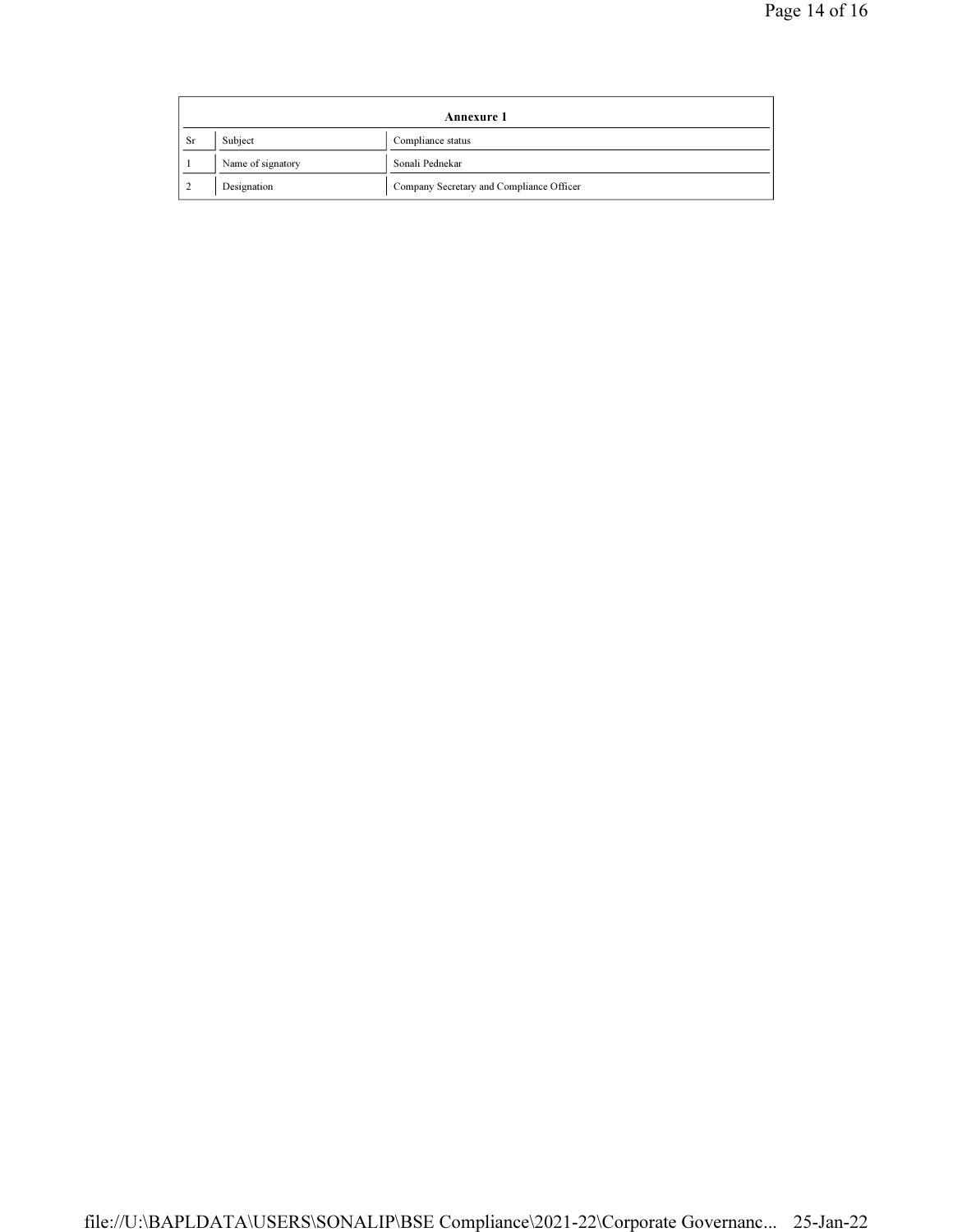| Annexure 1 | | |
|---|---|---|
| Sr | Subject | Compliance status |
| 1 | Name of signatory | Sonali Pednekar |
| 2 | Designation | Company Secretary and Compliance Officer |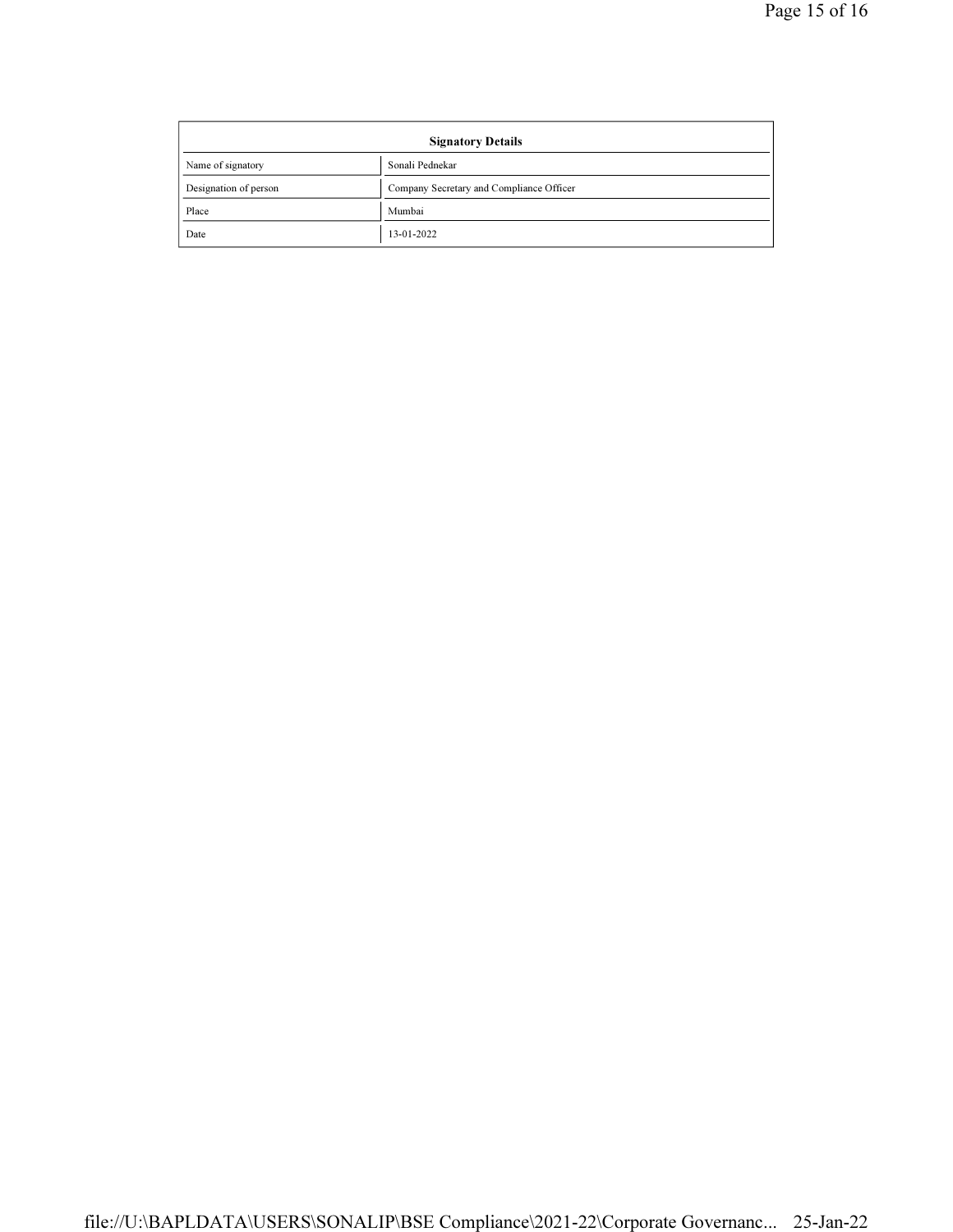| Signatory Details | |
|---|---|
| Name of signatory | Sonali Pednekar |
| Designation of person | Company Secretary and Compliance Officer |
| Place | Mumbai |
| Date | 13-01-2022 |